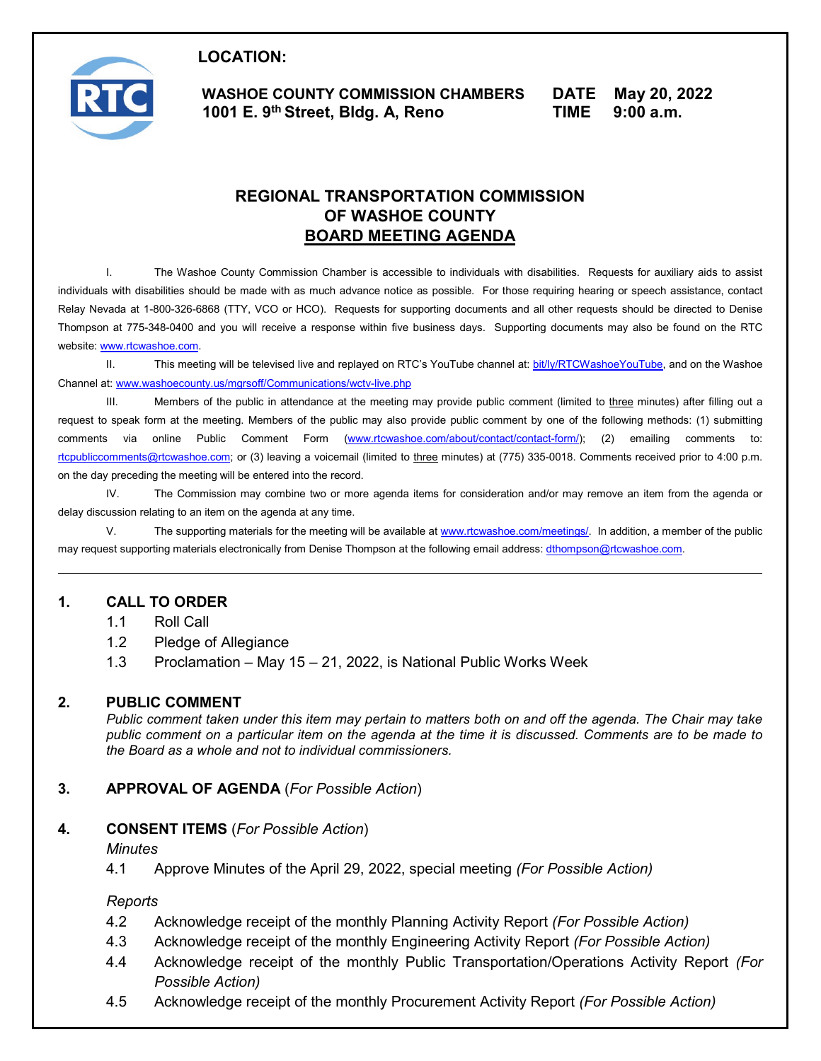**LOCATION:**

**WASHOE COUNTY COMMISSION CHAMBERS**
**1001 E. 9th Street, Bldg. A, Reno**

**DATE** **May 20, 2022**
**TIME** **9:00 a.m.**

# REGIONAL TRANSPORTATION COMMISSION OF WASHOE COUNTY
## BOARD MEETING AGENDA

I. The Washoe County Commission Chamber is accessible to individuals with disabilities. Requests for auxiliary aids to assist individuals with disabilities should be made with as much advance notice as possible. For those requiring hearing or speech assistance, contact Relay Nevada at 1-800-326-6868 (TTY, VCO or HCO). Requests for supporting documents and all other requests should be directed to Denise Thompson at 775-348-0400 and you will receive a response within five business days. Supporting documents may also be found on the RTC website: www.rtcwashoe.com.

II. This meeting will be televised live and replayed on RTC's YouTube channel at: bit/ly/RTCWashoeYouTube, and on the Washoe Channel at: www.washoecounty.us/mgrsoff/Communications/wctv-live.php

III. Members of the public in attendance at the meeting may provide public comment (limited to three minutes) after filling out a request to speak form at the meeting. Members of the public may also provide public comment by one of the following methods: (1) submitting comments via online Public Comment Form (www.rtcwashoe.com/about/contact/contact-form/); (2) emailing comments to: rtcpubliccomments@rtcwashoe.com; or (3) leaving a voicemail (limited to three minutes) at (775) 335-0018. Comments received prior to 4:00 p.m. on the day preceding the meeting will be entered into the record.

IV. The Commission may combine two or more agenda items for consideration and/or may remove an item from the agenda or delay discussion relating to an item on the agenda at any time.

V. The supporting materials for the meeting will be available at www.rtcwashoe.com/meetings/. In addition, a member of the public may request supporting materials electronically from Denise Thompson at the following email address: dthompson@rtcwashoe.com.

---

**1. CALL TO ORDER**

1.1 Roll Call
1.2 Pledge of Allegiance
1.3 Proclamation – May 15 – 21, 2022, is National Public Works Week

**2. PUBLIC COMMENT**

*Public comment taken under this item may pertain to matters both on and off the agenda. The Chair may take public comment on a particular item on the agenda at the time it is discussed. Comments are to be made to the Board as a whole and not to individual commissioners.*

**3. APPROVAL OF AGENDA** (*For Possible Action*)

**4. CONSENT ITEMS** (*For Possible Action*)

*Minutes*

4.1 Approve Minutes of the April 29, 2022, special meeting *(For Possible Action)*

*Reports*

4.2 Acknowledge receipt of the monthly Planning Activity Report *(For Possible Action)*
4.3 Acknowledge receipt of the monthly Engineering Activity Report *(For Possible Action)*
4.4 Acknowledge receipt of the monthly Public Transportation/Operations Activity Report *(For Possible Action)*
4.5 Acknowledge receipt of the monthly Procurement Activity Report *(For Possible Action)*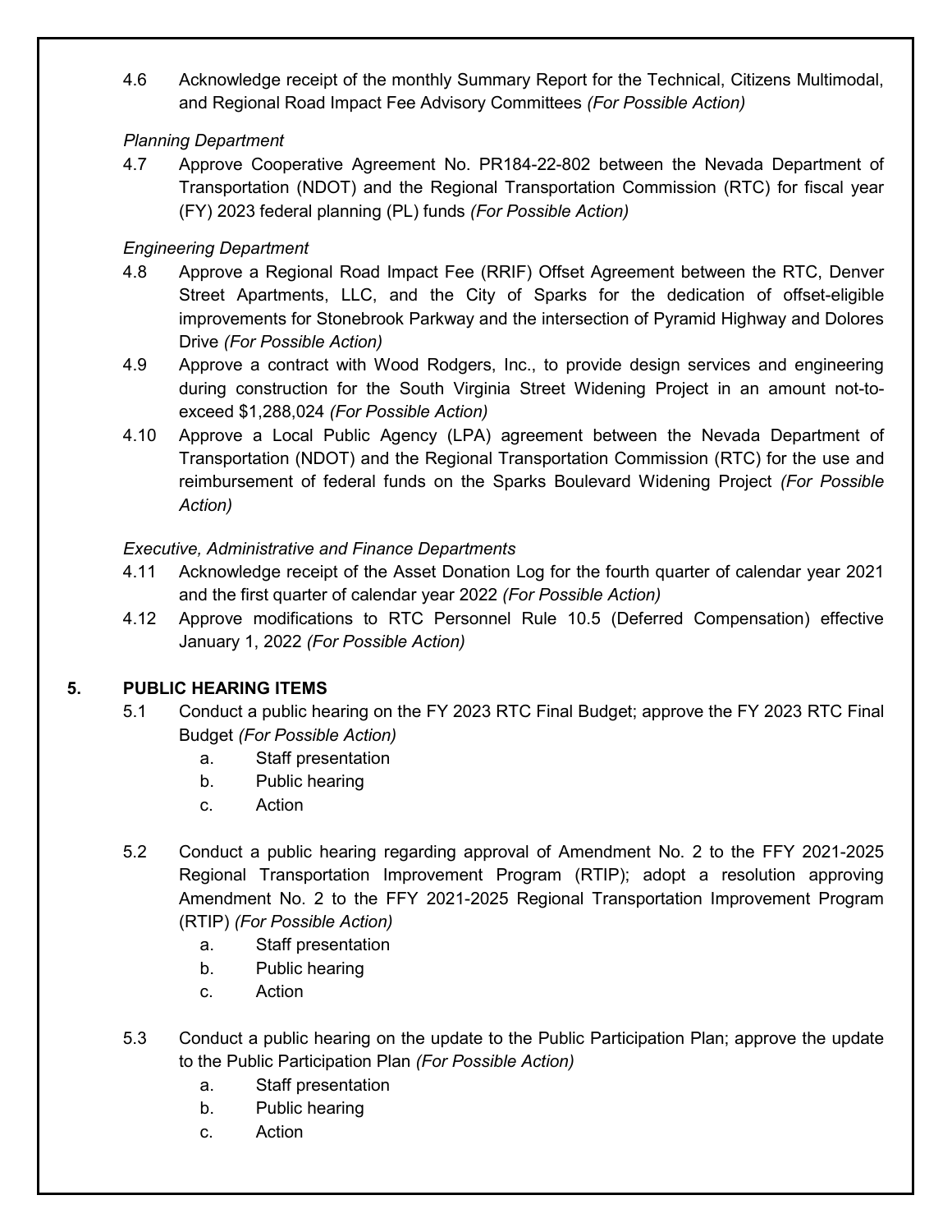4.6 Acknowledge receipt of the monthly Summary Report for the Technical, Citizens Multimodal, and Regional Road Impact Fee Advisory Committees *(For Possible Action)*

*Planning Department*

4.7 Approve Cooperative Agreement No. PR184-22-802 between the Nevada Department of Transportation (NDOT) and the Regional Transportation Commission (RTC) for fiscal year (FY) 2023 federal planning (PL) funds *(For Possible Action)*

*Engineering Department*

4.8 Approve a Regional Road Impact Fee (RRIF) Offset Agreement between the RTC, Denver Street Apartments, LLC, and the City of Sparks for the dedication of offset-eligible improvements for Stonebrook Parkway and the intersection of Pyramid Highway and Dolores Drive *(For Possible Action)*

4.9 Approve a contract with Wood Rodgers, Inc., to provide design services and engineering during construction for the South Virginia Street Widening Project in an amount not-to-exceed $1,288,024 *(For Possible Action)*

4.10 Approve a Local Public Agency (LPA) agreement between the Nevada Department of Transportation (NDOT) and the Regional Transportation Commission (RTC) for the use and reimbursement of federal funds on the Sparks Boulevard Widening Project *(For Possible Action)*

*Executive, Administrative and Finance Departments*

4.11 Acknowledge receipt of the Asset Donation Log for the fourth quarter of calendar year 2021 and the first quarter of calendar year 2022 *(For Possible Action)*

4.12 Approve modifications to RTC Personnel Rule 10.5 (Deferred Compensation) effective January 1, 2022 *(For Possible Action)*

**5. PUBLIC HEARING ITEMS**

5.1 Conduct a public hearing on the FY 2023 RTC Final Budget; approve the FY 2023 RTC Final Budget *(For Possible Action)*

a. Staff presentation
b. Public hearing
c. Action

5.2 Conduct a public hearing regarding approval of Amendment No. 2 to the FFY 2021-2025 Regional Transportation Improvement Program (RTIP); adopt a resolution approving Amendment No. 2 to the FFY 2021-2025 Regional Transportation Improvement Program (RTIP) *(For Possible Action)*

a. Staff presentation
b. Public hearing
c. Action

5.3 Conduct a public hearing on the update to the Public Participation Plan; approve the update to the Public Participation Plan *(For Possible Action)*

a. Staff presentation
b. Public hearing
c. Action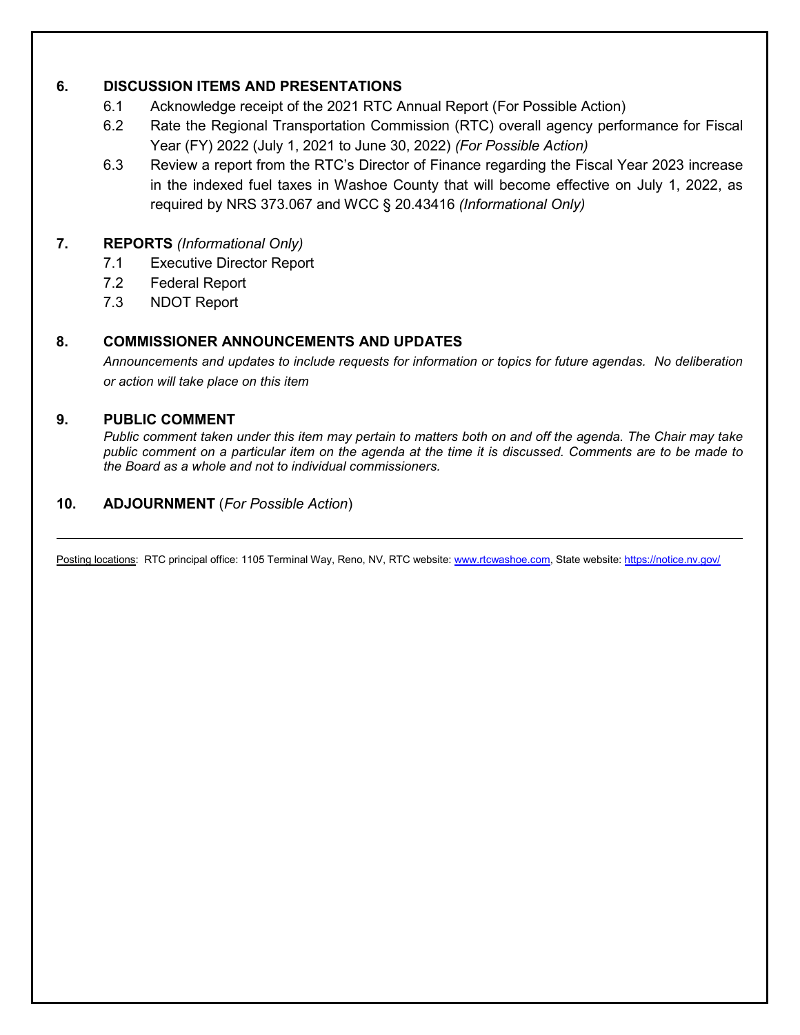**6. DISCUSSION ITEMS AND PRESENTATIONS**

6.1 Acknowledge receipt of the 2021 RTC Annual Report (For Possible Action)

6.2 Rate the Regional Transportation Commission (RTC) overall agency performance for Fiscal Year (FY) 2022 (July 1, 2021 to June 30, 2022) *(For Possible Action)*

6.3 Review a report from the RTC's Director of Finance regarding the Fiscal Year 2023 increase in the indexed fuel taxes in Washoe County that will become effective on July 1, 2022, as required by NRS 373.067 and WCC § 20.43416 *(Informational Only)*

**7. REPORTS** *(Informational Only)*

7.1 Executive Director Report

7.2 Federal Report

7.3 NDOT Report

**8. COMMISSIONER ANNOUNCEMENTS AND UPDATES**

*Announcements and updates to include requests for information or topics for future agendas. No deliberation or action will take place on this item*

**9. PUBLIC COMMENT**

*Public comment taken under this item may pertain to matters both on and off the agenda. The Chair may take public comment on a particular item on the agenda at the time it is discussed. Comments are to be made to the Board as a whole and not to individual commissioners.*

**10. ADJOURNMENT** (*For Possible Action*)

---

Posting locations: RTC principal office: 1105 Terminal Way, Reno, NV, RTC website: www.rtcwashoe.com, State website: https://notice.nv.gov/